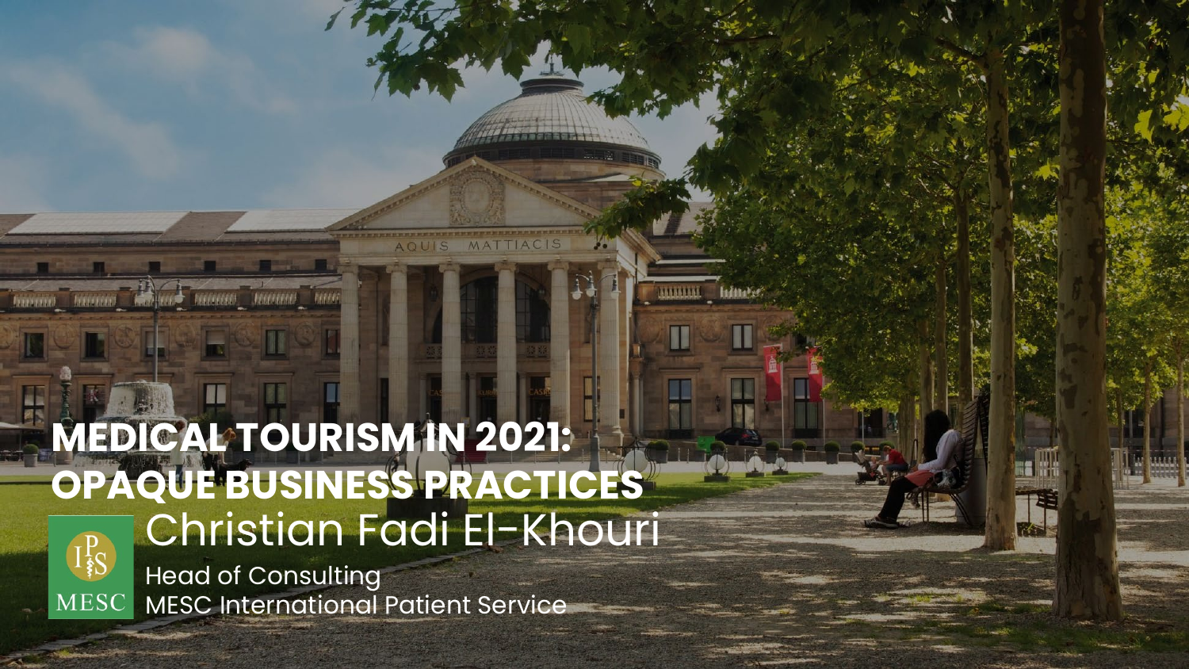# MEDICAL TOURISM IN 2021: OPAQUE BUSINESS PRACTICES

Christian Fadi El-Khouri

Head of Consulting

MESC International Patient Service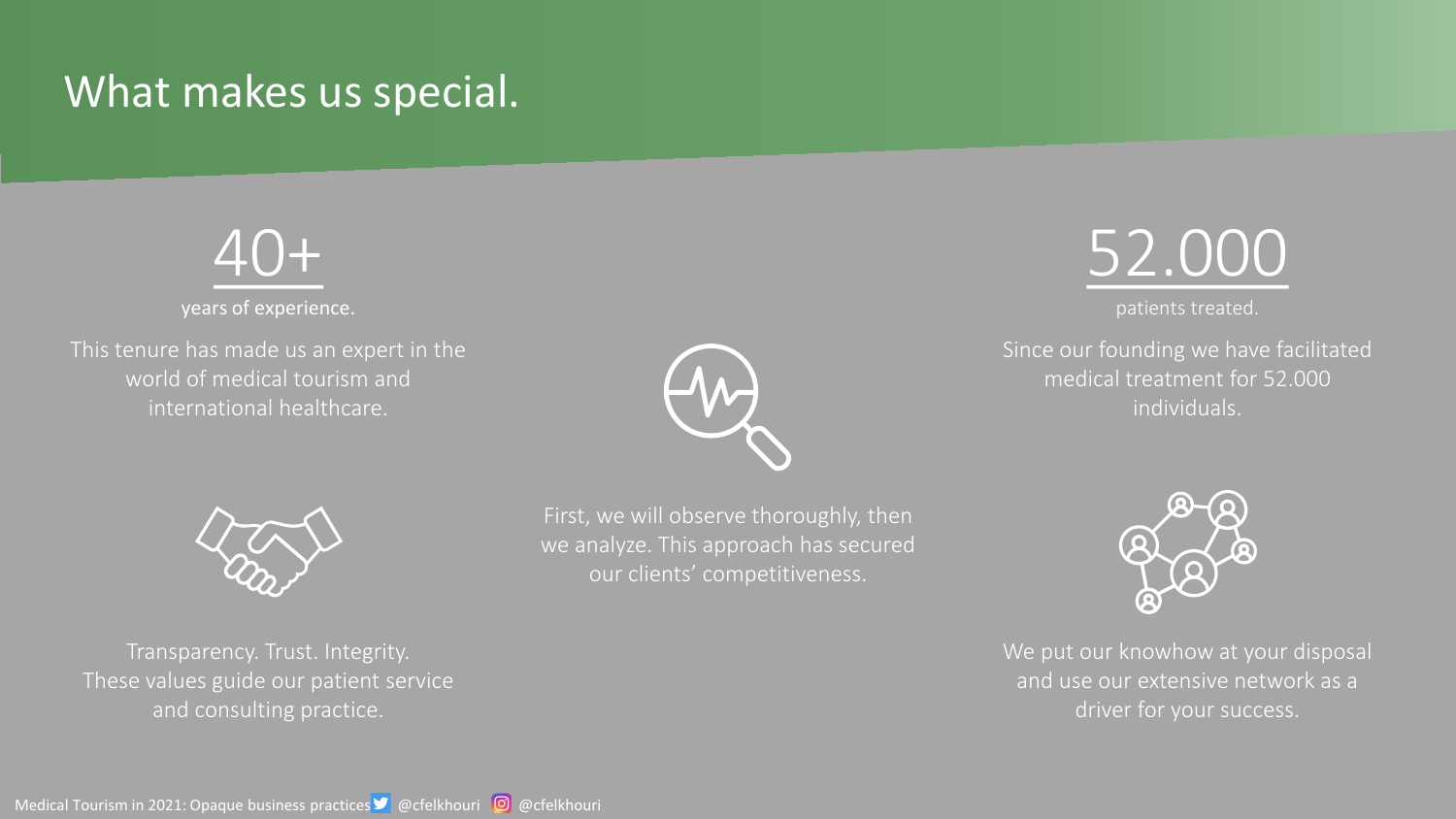# What makes us special.

40+

years of experience.

This tenure has made us an expert in the world of medical tourism and international healthcare.

52.000

patients treated.

Since our founding we have facilitated medical treatment for 52.000 individuals.

First, we will observe thoroughly, then we analyze. This approach has secured our clients' competitiveness.

Transparency. Trust. Integrity. These values guide our patient service and consulting practice.

We put our knowhow at your disposal and use our extensive network as a driver for your success.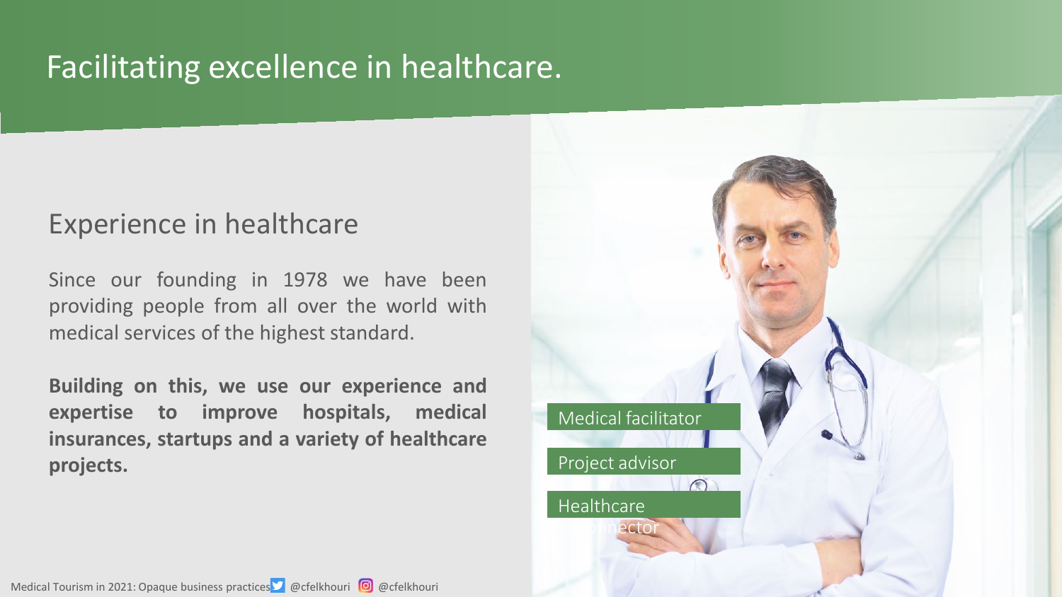# Facilitating excellence in healthcare.

## Experience in healthcare

Since our founding in 1978 we have been providing people from all over the world with medical services of the highest standard.

**Building on this, we use our experience and expertise to improve hospitals, medical insurances, startups and a variety of healthcare projects.**

- Medical facilitator
- Project advisor
- Healthcare connector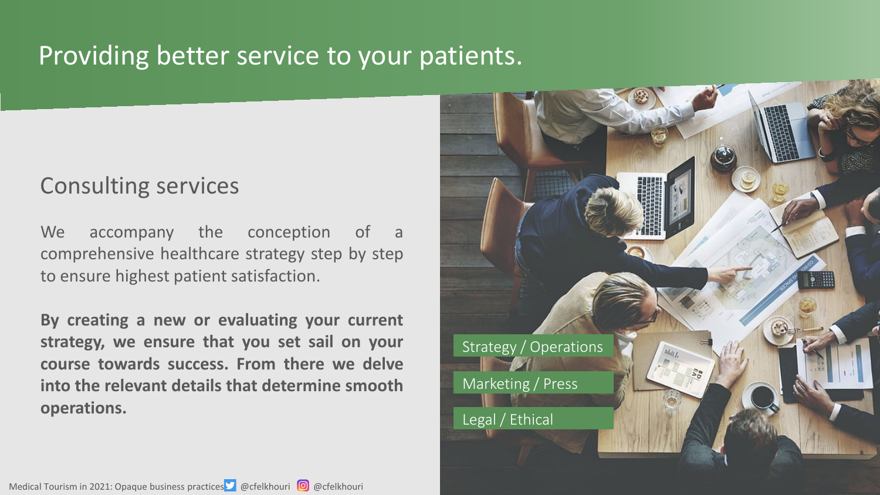# Providing better service to your patients.

## Consulting services

We accompany the conception of a comprehensive healthcare strategy step by step to ensure highest patient satisfaction.

**By creating a new or evaluating your current strategy, we ensure that you set sail on your course towards success. From there we delve into the relevant details that determine smooth operations.**

Strategy / Operations

Marketing / Press

Legal / Ethical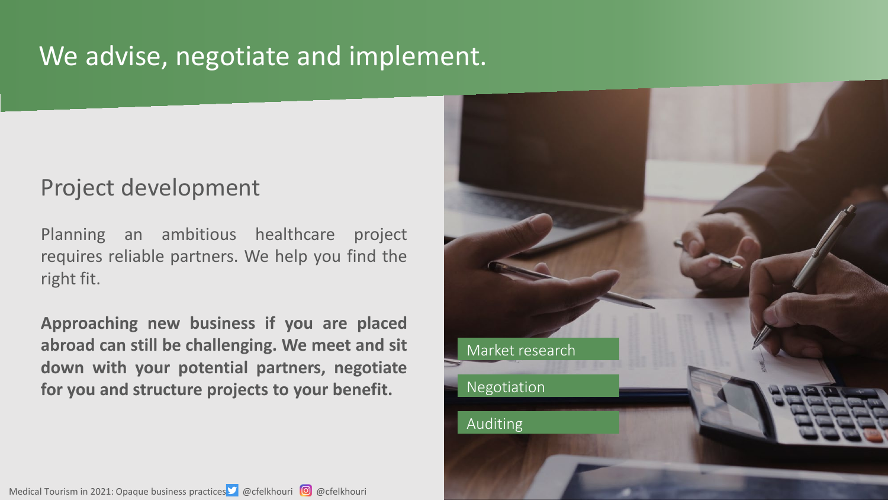# We advise, negotiate and implement.

## Project development

Planning an ambitious healthcare project requires reliable partners. We help you find the right fit.

**Approaching new business if you are placed abroad can still be challenging. We meet and sit down with your potential partners, negotiate for you and structure projects to your benefit.**

- Market research
- Negotiation
- Auditing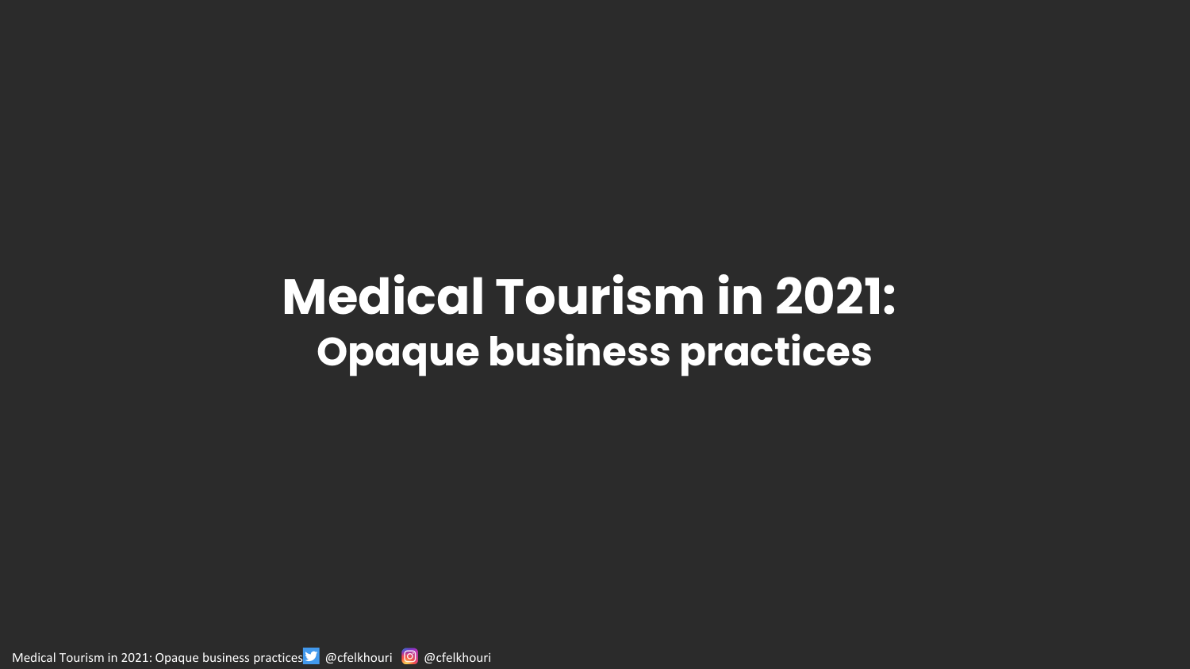# Medical Tourism in 2021:
## Opaque business practices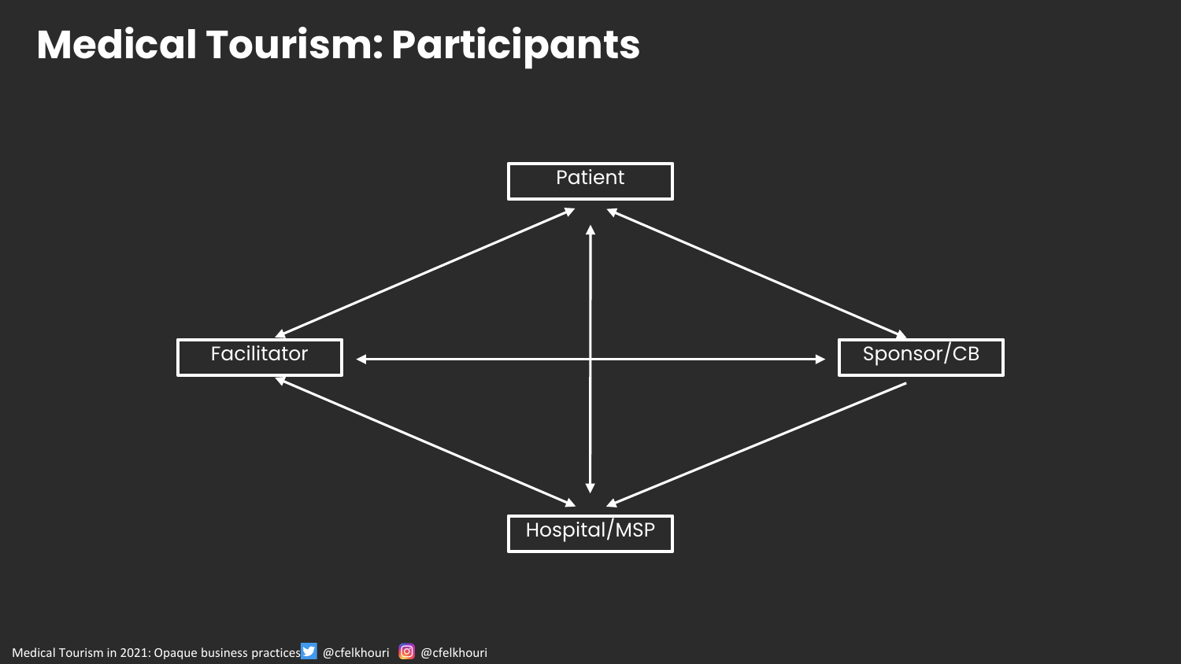# Medical Tourism: Participants

Patient

Facilitator

Sponsor/CB

Hospital/MSP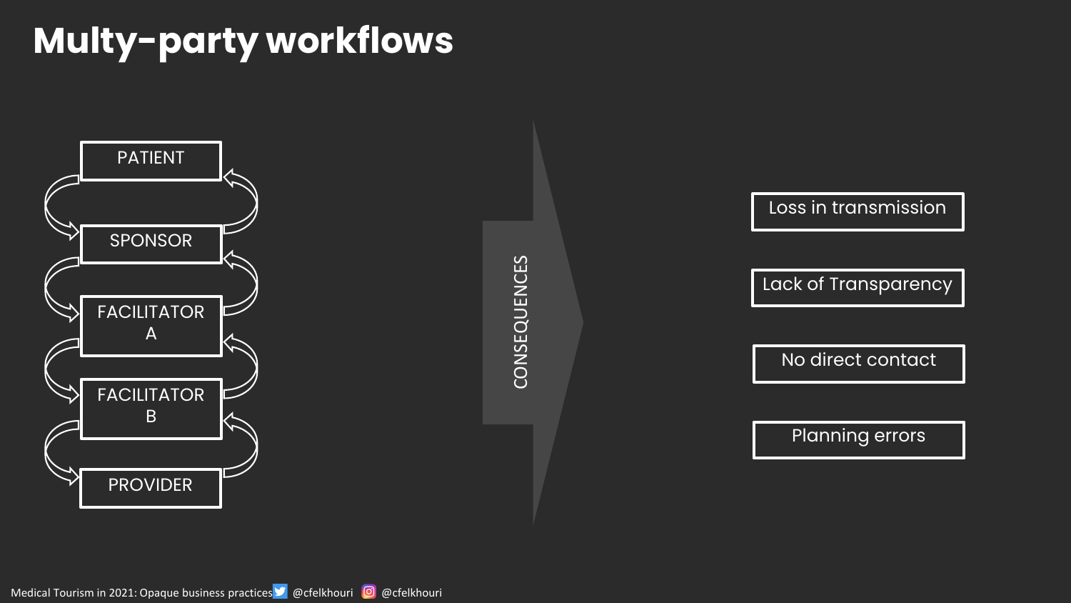# Multy-party workflows

- PATIENT
- SPONSOR
- FACILITATOR A
- FACILITATOR B
- PROVIDER

CONSEQUENCES

- Loss in transmission
- Lack of Transparency
- No direct contact
- Planning errors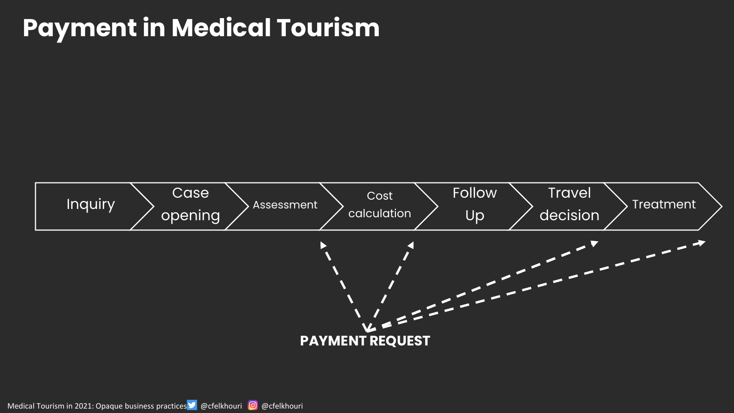# Payment in Medical Tourism

Inquiry → Case opening → Assessment → Cost calculation → Follow Up → Travel decision → Treatment

**PAYMENT REQUEST**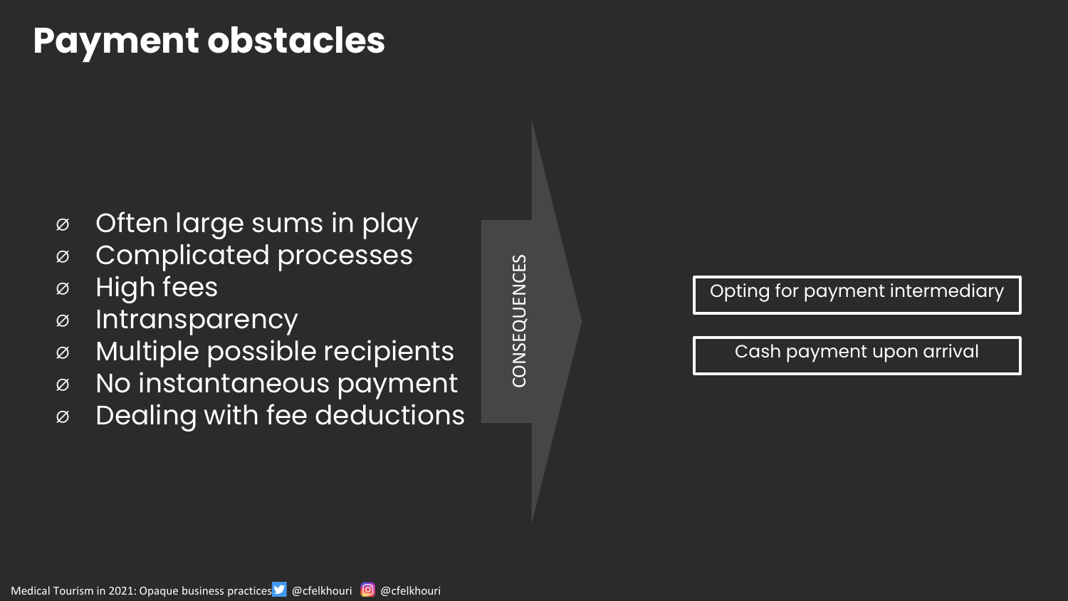# Payment obstacles

- Often large sums in play
- Complicated processes
- High fees
- Intransparency
- Multiple possible recipients
- No instantaneous payment
- Dealing with fee deductions

CONSEQUENCES

- Opting for payment intermediary
- Cash payment upon arrival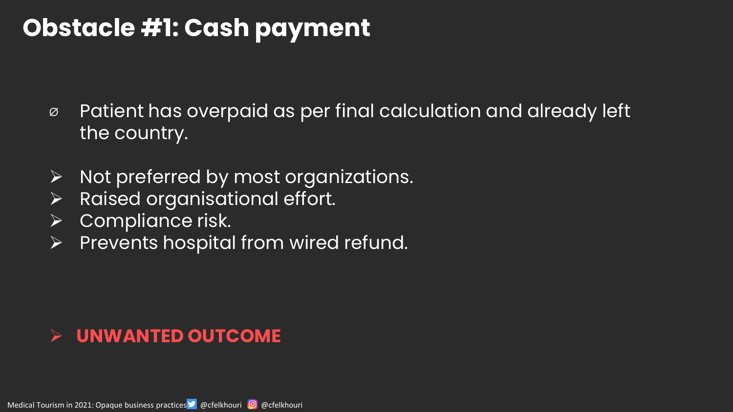# Obstacle #1: Cash payment

- Patient has overpaid as per final calculation and already left the country.

- Not preferred by most organizations.
- Raised organisational effort.
- Compliance risk.
- Prevents hospital from wired refund.

- **UNWANTED OUTCOME**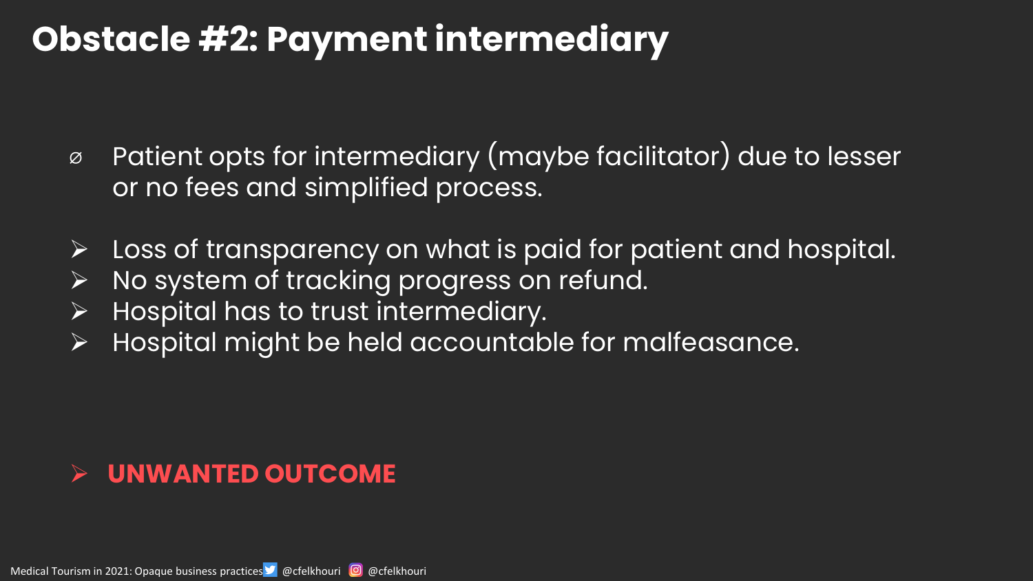# Obstacle #2: Payment intermediary

- Patient opts for intermediary (maybe facilitator) due to lesser or no fees and simplified process.

- Loss of transparency on what is paid for patient and hospital.
- No system of tracking progress on refund.
- Hospital has to trust intermediary.
- Hospital might be held accountable for malfeasance.

- **UNWANTED OUTCOME**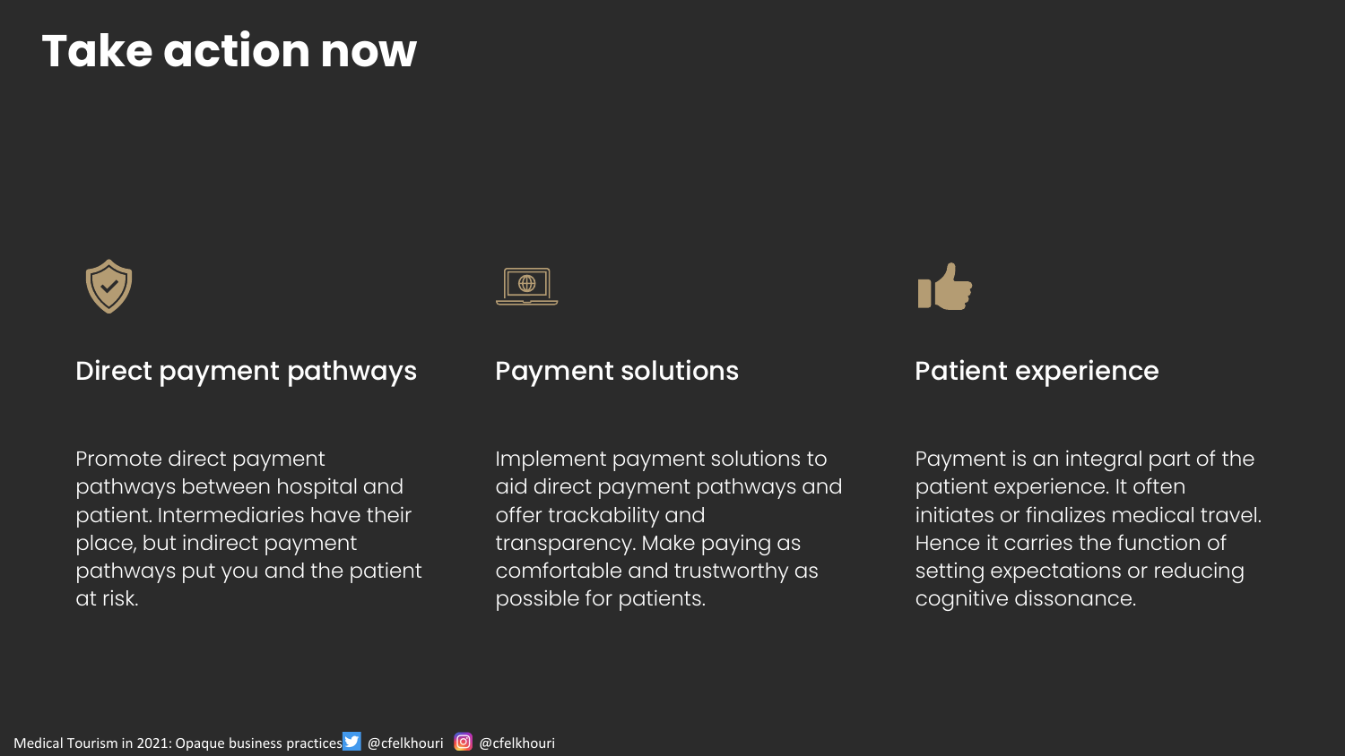# Take action now

## Direct payment pathways

Promote direct payment pathways between hospital and patient. Intermediaries have their place, but indirect payment pathways put you and the patient at risk.

## Payment solutions

Implement payment solutions to aid direct payment pathways and offer trackability and transparency. Make paying as comfortable and trustworthy as possible for patients.

## Patient experience

Payment is an integral part of the patient experience. It often initiates or finalizes medical travel. Hence it carries the function of setting expectations or reducing cognitive dissonance.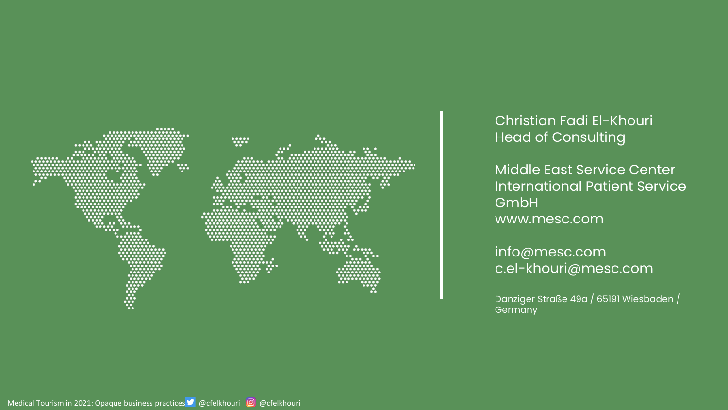Christian Fadi El-Khouri
Head of Consulting

Middle East Service Center
International Patient Service GmbH
www.mesc.com

info@mesc.com
c.el-khouri@mesc.com

Danziger Straße 49a / 65191 Wiesbaden / Germany